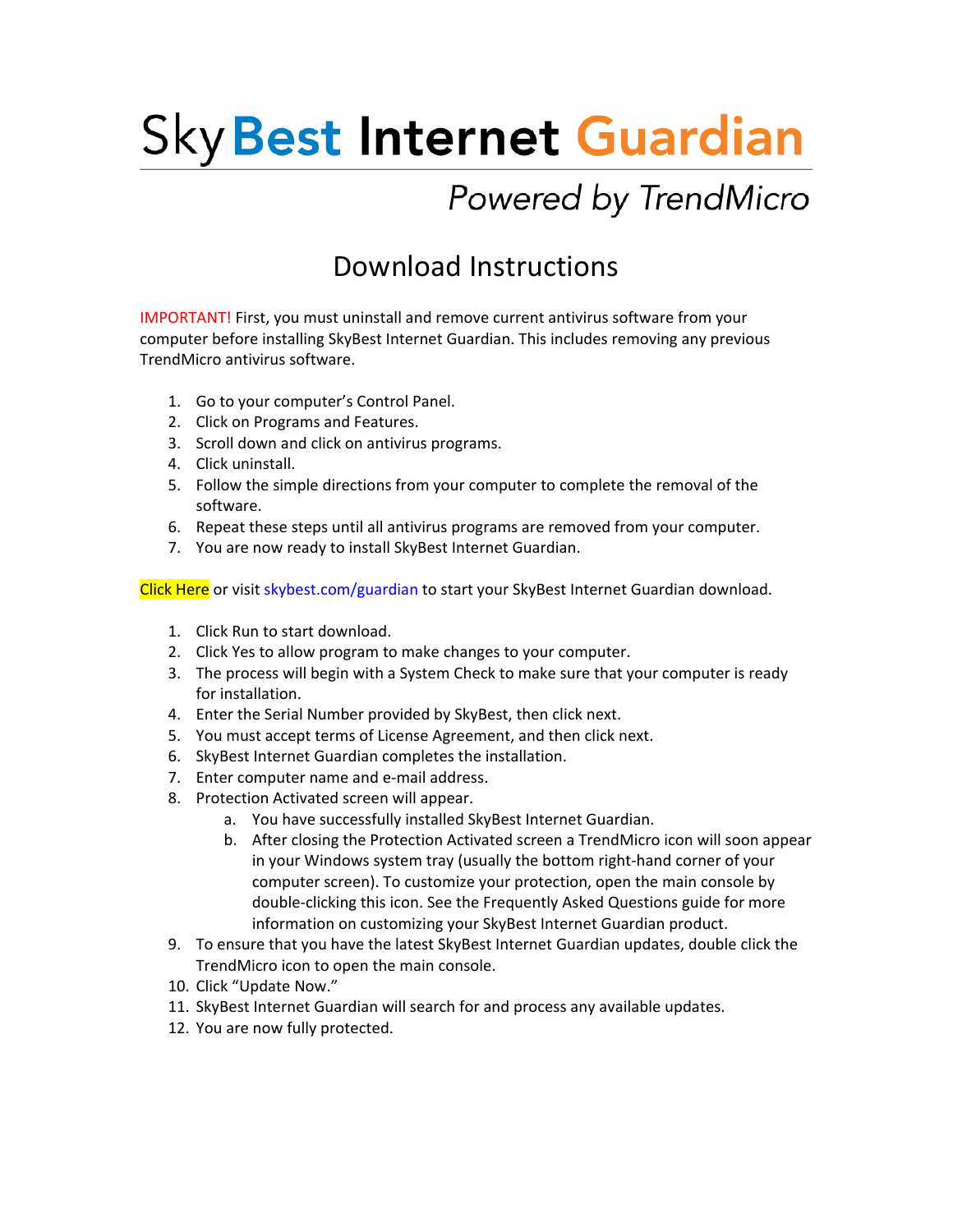# SkyBest Internet Guardian

## *Powered by TrendMicro*

## Download Instructions

IMPORTANT! First, you must uninstall and remove current antivirus software from your computer before installing SkyBest Internet Guardian. This includes removing any previous TrendMicro antivirus software.

1. Go to your computer's Control Panel.
2. Click on Programs and Features.
3. Scroll down and click on antivirus programs.
4. Click uninstall.
5. Follow the simple directions from your computer to complete the removal of the software.
6. Repeat these steps until all antivirus programs are removed from your computer.
7. You are now ready to install SkyBest Internet Guardian.

Click Here or visit skybest.com/guardian to start your SkyBest Internet Guardian download.

1. Click Run to start download.
2. Click Yes to allow program to make changes to your computer.
3. The process will begin with a System Check to make sure that your computer is ready for installation.
4. Enter the Serial Number provided by SkyBest, then click next.
5. You must accept terms of License Agreement, and then click next.
6. SkyBest Internet Guardian completes the installation.
7. Enter computer name and e-mail address.
8. Protection Activated screen will appear.
   a. You have successfully installed SkyBest Internet Guardian.
   b. After closing the Protection Activated screen a TrendMicro icon will soon appear in your Windows system tray (usually the bottom right-hand corner of your computer screen). To customize your protection, open the main console by double-clicking this icon. See the Frequently Asked Questions guide for more information on customizing your SkyBest Internet Guardian product.
9. To ensure that you have the latest SkyBest Internet Guardian updates, double click the TrendMicro icon to open the main console.
10. Click "Update Now."
11. SkyBest Internet Guardian will search for and process any available updates.
12. You are now fully protected.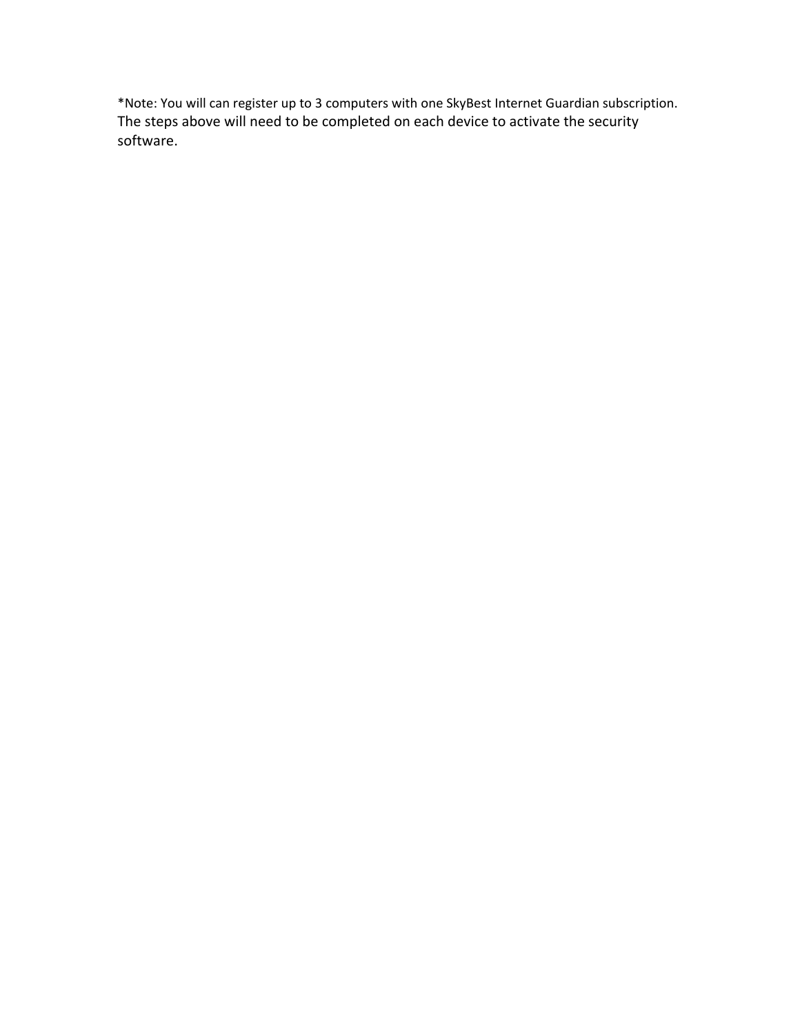*Note: You will can register up to 3 computers with one SkyBest Internet Guardian subscription. The steps above will need to be completed on each device to activate the security software.